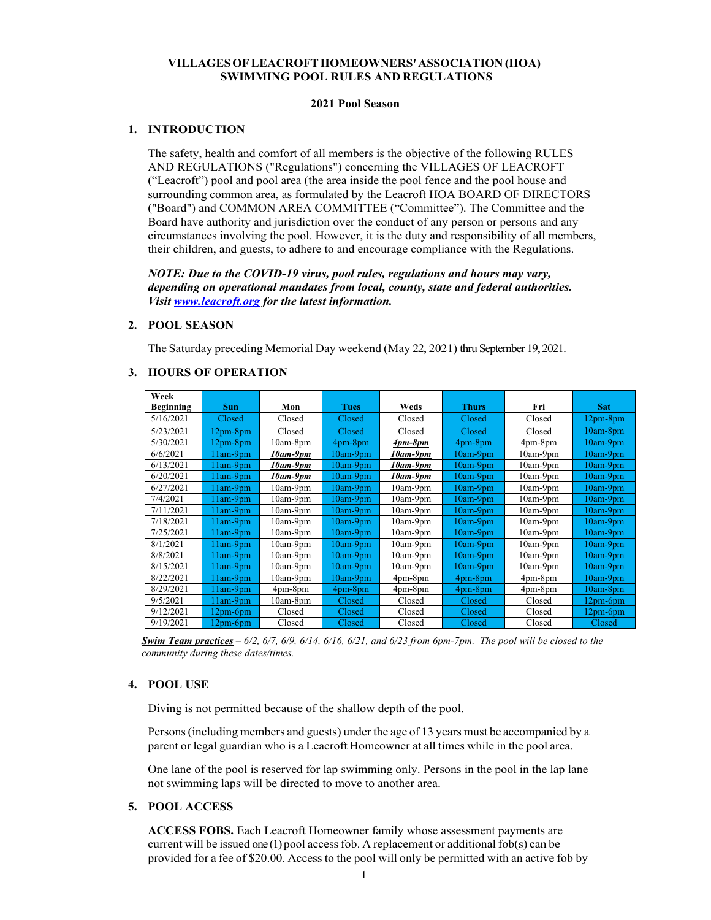**VILLAGES OF LEACROFT HOMEOWNERS' ASSOCIATION (HOA)**
**SWIMMING POOL RULES AND REGULATIONS**

**2021 Pool Season**

## 1. INTRODUCTION

The safety, health and comfort of all members is the objective of the following RULES AND REGULATIONS ("Regulations") concerning the VILLAGES OF LEACROFT ("Leacroft") pool and pool area (the area inside the pool fence and the pool house and surrounding common area, as formulated by the Leacroft HOA BOARD OF DIRECTORS ("Board") and COMMON AREA COMMITTEE ("Committee"). The Committee and the Board have authority and jurisdiction over the conduct of any person or persons and any circumstances involving the pool. However, it is the duty and responsibility of all members, their children, and guests, to adhere to and encourage compliance with the Regulations.

***NOTE: Due to the COVID-19 virus, pool rules, regulations and hours may vary, depending on operational mandates from local, county, state and federal authorities. Visit [www.leacroft.org](http://www.leacroft.org) for the latest information.***

## 2. POOL SEASON

The Saturday preceding Memorial Day weekend (May 22, 2021) thru September 19, 2021.

## 3. HOURS OF OPERATION

| Week Beginning | Sun | Mon | Tues | Weds | Thurs | Fri | Sat |
|---|---|---|---|---|---|---|---|
| 5/16/2021 | Closed | Closed | Closed | Closed | Closed | Closed | 12pm-8pm |
| 5/23/2021 | 12pm-8pm | Closed | Closed | Closed | Closed | Closed | 10am-8pm |
| 5/30/2021 | 12pm-8pm | 10am-8pm | 4pm-8pm | ***4pm-8pm*** | 4pm-8pm | 4pm-8pm | 10am-9pm |
| 6/6/2021 | 11am-9pm | ***10am-9pm*** | 10am-9pm | ***10am-9pm*** | 10am-9pm | 10am-9pm | 10am-9pm |
| 6/13/2021 | 11am-9pm | ***10am-9pm*** | 10am-9pm | ***10am-9pm*** | 10am-9pm | 10am-9pm | 10am-9pm |
| 6/20/2021 | 11am-9pm | ***10am-9pm*** | 10am-9pm | ***10am-9pm*** | 10am-9pm | 10am-9pm | 10am-9pm |
| 6/27/2021 | 11am-9pm | 10am-9pm | 10am-9pm | 10am-9pm | 10am-9pm | 10am-9pm | 10am-9pm |
| 7/4/2021 | 11am-9pm | 10am-9pm | 10am-9pm | 10am-9pm | 10am-9pm | 10am-9pm | 10am-9pm |
| 7/11/2021 | 11am-9pm | 10am-9pm | 10am-9pm | 10am-9pm | 10am-9pm | 10am-9pm | 10am-9pm |
| 7/18/2021 | 11am-9pm | 10am-9pm | 10am-9pm | 10am-9pm | 10am-9pm | 10am-9pm | 10am-9pm |
| 7/25/2021 | 11am-9pm | 10am-9pm | 10am-9pm | 10am-9pm | 10am-9pm | 10am-9pm | 10am-9pm |
| 8/1/2021 | 11am-9pm | 10am-9pm | 10am-9pm | 10am-9pm | 10am-9pm | 10am-9pm | 10am-9pm |
| 8/8/2021 | 11am-9pm | 10am-9pm | 10am-9pm | 10am-9pm | 10am-9pm | 10am-9pm | 10am-9pm |
| 8/15/2021 | 11am-9pm | 10am-9pm | 10am-9pm | 10am-9pm | 10am-9pm | 10am-9pm | 10am-9pm |
| 8/22/2021 | 11am-9pm | 10am-9pm | 10am-9pm | 4pm-8pm | 4pm-8pm | 4pm-8pm | 10am-9pm |
| 8/29/2021 | 11am-9pm | 4pm-8pm | 4pm-8pm | 4pm-8pm | 4pm-8pm | 4pm-8pm | 10am-8pm |
| 9/5/2021 | 11am-9pm | 10am-8pm | Closed | Closed | Closed | Closed | 12pm-6pm |
| 9/12/2021 | 12pm-6pm | Closed | Closed | Closed | Closed | Closed | 12pm-6pm |
| 9/19/2021 | 12pm-6pm | Closed | Closed | Closed | Closed | Closed | Closed |

***Swim Team practices*** *– 6/2, 6/7, 6/9, 6/14, 6/16, 6/21, and 6/23 from 6pm-7pm. The pool will be closed to the community during these dates/times.*

## 4. POOL USE

Diving is not permitted because of the shallow depth of the pool.

Persons (including members and guests) under the age of 13 years must be accompanied by a parent or legal guardian who is a Leacroft Homeowner at all times while in the pool area.

One lane of the pool is reserved for lap swimming only. Persons in the pool in the lap lane not swimming laps will be directed to move to another area.

## 5. POOL ACCESS

**ACCESS FOBS.** Each Leacroft Homeowner family whose assessment payments are current will be issued one (1) pool access fob. A replacement or additional fob(s) can be provided for a fee of $20.00. Access to the pool will only be permitted with an active fob by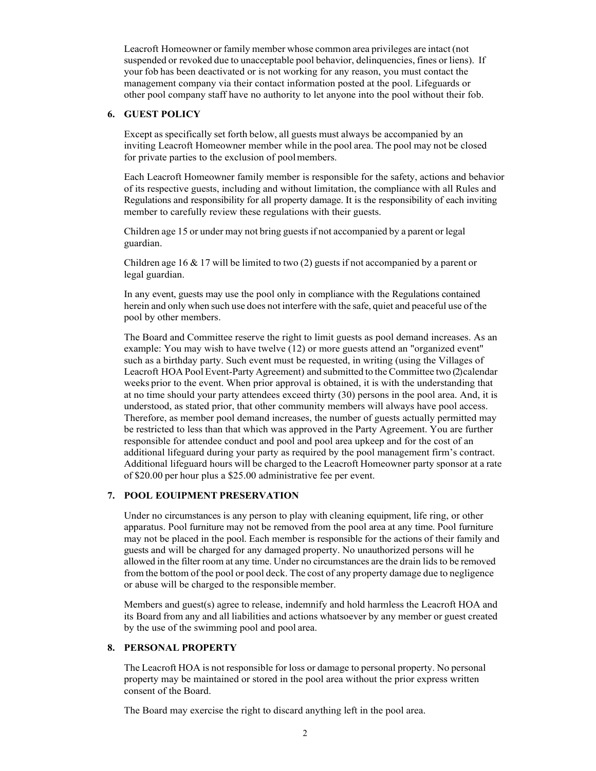Leacroft Homeowner or family member whose common area privileges are intact (not suspended or revoked due to unacceptable pool behavior, delinquencies, fines or liens). If your fob has been deactivated or is not working for any reason, you must contact the management company via their contact information posted at the pool. Lifeguards or other pool company staff have no authority to let anyone into the pool without their fob.

## 6. GUEST POLICY

Except as specifically set forth below, all guests must always be accompanied by an inviting Leacroft Homeowner member while in the pool area. The pool may not be closed for private parties to the exclusion of pool members.

Each Leacroft Homeowner family member is responsible for the safety, actions and behavior of its respective guests, including and without limitation, the compliance with all Rules and Regulations and responsibility for all property damage. It is the responsibility of each inviting member to carefully review these regulations with their guests.

Children age 15 or under may not bring guests if not accompanied by a parent or legal guardian.

Children age 16 & 17 will be limited to two (2) guests if not accompanied by a parent or legal guardian.

In any event, guests may use the pool only in compliance with the Regulations contained herein and only when such use does not interfere with the safe, quiet and peaceful use of the pool by other members.

The Board and Committee reserve the right to limit guests as pool demand increases. As an example: You may wish to have twelve (12) or more guests attend an "organized event" such as a birthday party. Such event must be requested, in writing (using the Villages of Leacroft HOA Pool Event-Party Agreement) and submitted to the Committee two (2) calendar weeks prior to the event. When prior approval is obtained, it is with the understanding that at no time should your party attendees exceed thirty (30) persons in the pool area. And, it is understood, as stated prior, that other community members will always have pool access. Therefore, as member pool demand increases, the number of guests actually permitted may be restricted to less than that which was approved in the Party Agreement. You are further responsible for attendee conduct and pool and pool area upkeep and for the cost of an additional lifeguard during your party as required by the pool management firm's contract. Additional lifeguard hours will be charged to the Leacroft Homeowner party sponsor at a rate of $20.00 per hour plus a $25.00 administrative fee per event.

## 7. POOL EOUIPMENT PRESERVATION

Under no circumstances is any person to play with cleaning equipment, life ring, or other apparatus. Pool furniture may not be removed from the pool area at any time. Pool furniture may not be placed in the pool. Each member is responsible for the actions of their family and guests and will be charged for any damaged property. No unauthorized persons will he allowed in the filter room at any time. Under no circumstances are the drain lids to be removed from the bottom of the pool or pool deck. The cost of any property damage due to negligence or abuse will be charged to the responsible member.

Members and guest(s) agree to release, indemnify and hold harmless the Leacroft HOA and its Board from any and all liabilities and actions whatsoever by any member or guest created by the use of the swimming pool and pool area.

## 8. PERSONAL PROPERTY

The Leacroft HOA is not responsible for loss or damage to personal property. No personal property may be maintained or stored in the pool area without the prior express written consent of the Board.

The Board may exercise the right to discard anything left in the pool area.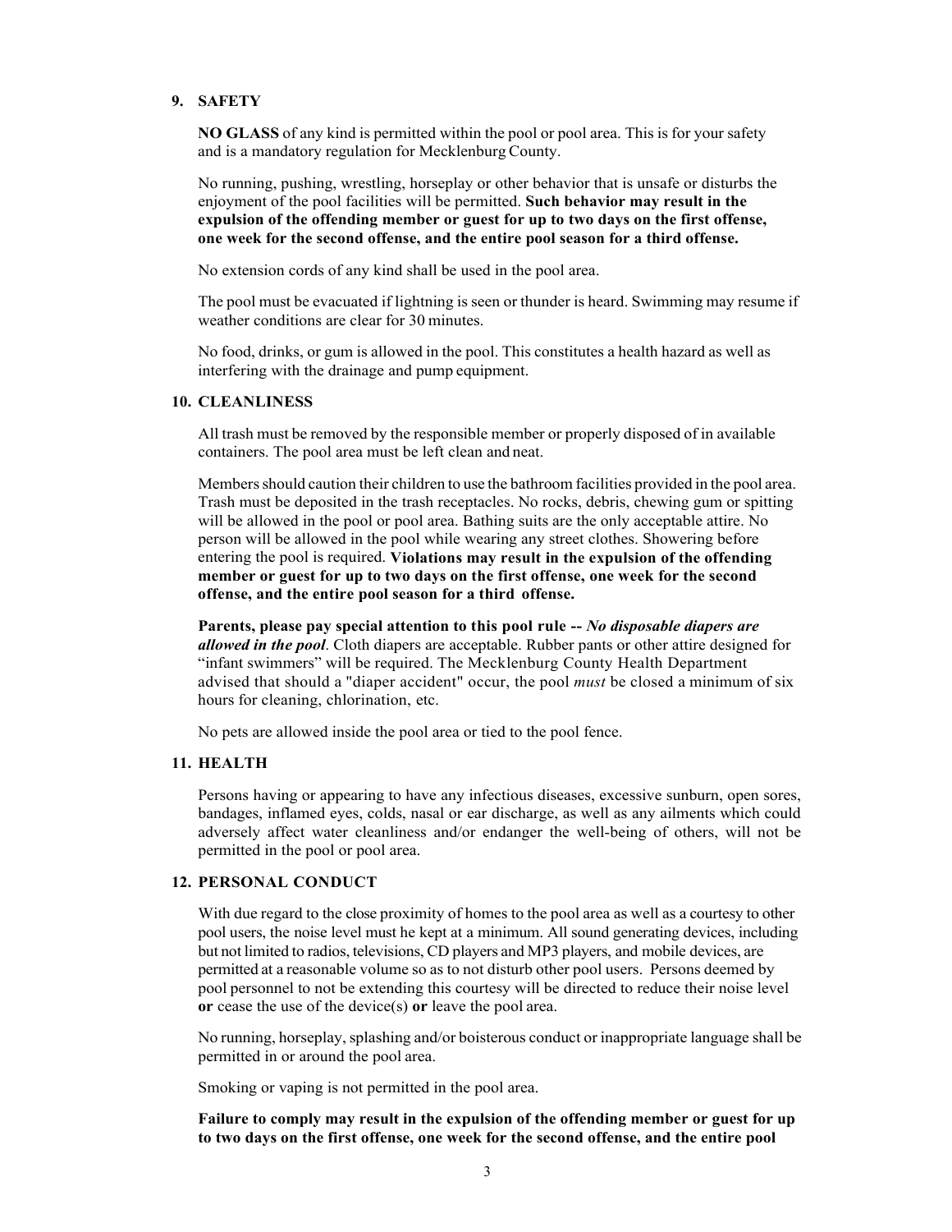## 9. SAFETY

**NO GLASS** of any kind is permitted within the pool or pool area. This is for your safety and is a mandatory regulation for Mecklenburg County.

No running, pushing, wrestling, horseplay or other behavior that is unsafe or disturbs the enjoyment of the pool facilities will be permitted. **Such behavior may result in the expulsion of the offending member or guest for up to two days on the first offense, one week for the second offense, and the entire pool season for a third offense.**

No extension cords of any kind shall be used in the pool area.

The pool must be evacuated if lightning is seen or thunder is heard. Swimming may resume if weather conditions are clear for 30 minutes.

No food, drinks, or gum is allowed in the pool. This constitutes a health hazard as well as interfering with the drainage and pump equipment.

## 10. CLEANLINESS

All trash must be removed by the responsible member or properly disposed of in available containers. The pool area must be left clean and neat.

Members should caution their children to use the bathroom facilities provided in the pool area. Trash must be deposited in the trash receptacles. No rocks, debris, chewing gum or spitting will be allowed in the pool or pool area. Bathing suits are the only acceptable attire. No person will be allowed in the pool while wearing any street clothes. Showering before entering the pool is required. **Violations may result in the expulsion of the offending member or guest for up to two days on the first offense, one week for the second offense, and the entire pool season for a third offense.**

**Parents, please pay special attention to this pool rule --** ***No disposable diapers are allowed in the pool***. Cloth diapers are acceptable. Rubber pants or other attire designed for "infant swimmers" will be required. The Mecklenburg County Health Department advised that should a "diaper accident" occur, the pool *must* be closed a minimum of six hours for cleaning, chlorination, etc.

No pets are allowed inside the pool area or tied to the pool fence.

## 11. HEALTH

Persons having or appearing to have any infectious diseases, excessive sunburn, open sores, bandages, inflamed eyes, colds, nasal or ear discharge, as well as any ailments which could adversely affect water cleanliness and/or endanger the well-being of others, will not be permitted in the pool or pool area.

## 12. PERSONAL CONDUCT

With due regard to the close proximity of homes to the pool area as well as a courtesy to other pool users, the noise level must he kept at a minimum. All sound generating devices, including but not limited to radios, televisions, CD players and MP3 players, and mobile devices, are permitted at a reasonable volume so as to not disturb other pool users. Persons deemed by pool personnel to not be extending this courtesy will be directed to reduce their noise level **or** cease the use of the device(s) **or** leave the pool area.

No running, horseplay, splashing and/or boisterous conduct or inappropriate language shall be permitted in or around the pool area.

Smoking or vaping is not permitted in the pool area.

**Failure to comply may result in the expulsion of the offending member or guest for up to two days on the first offense, one week for the second offense, and the entire pool**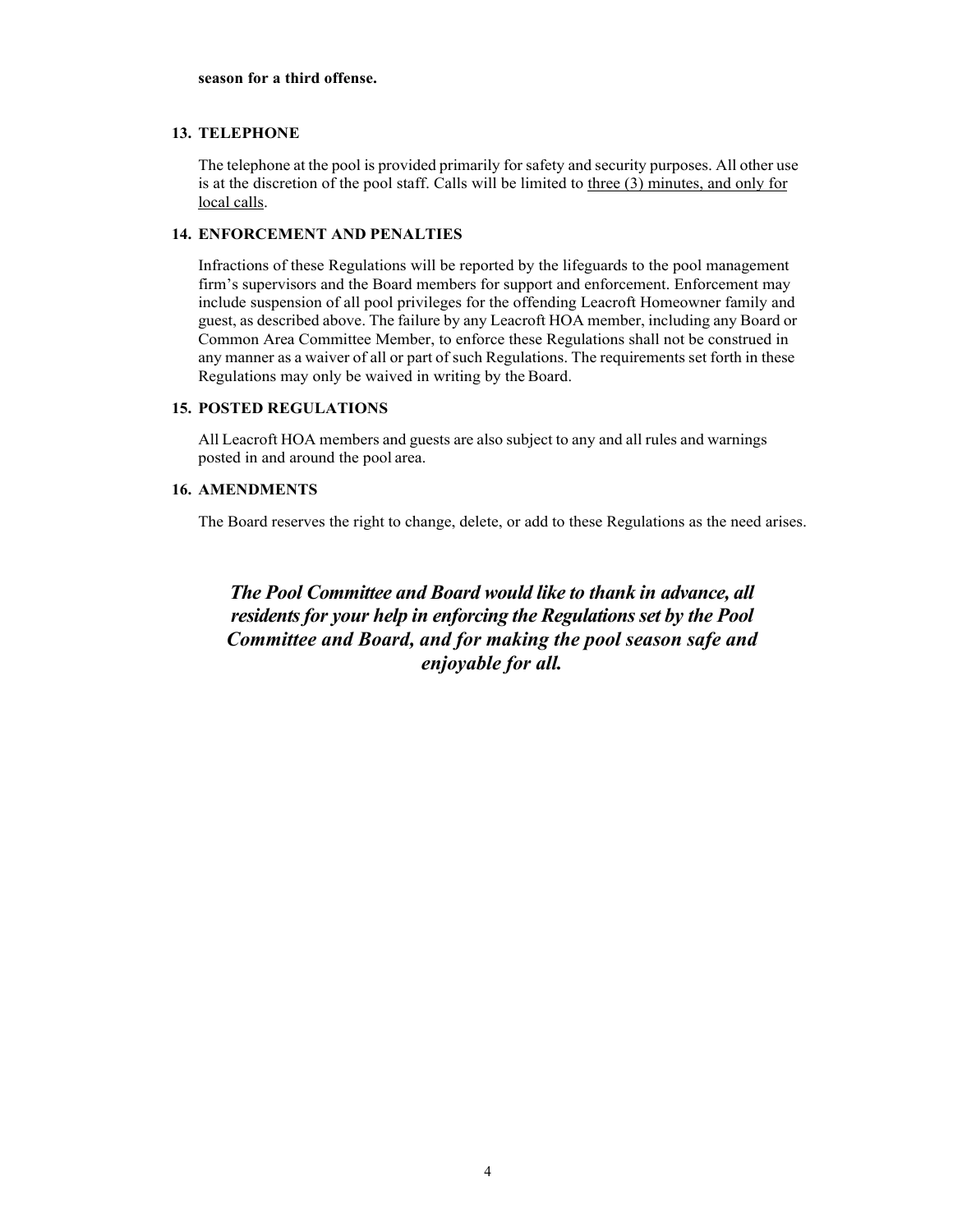**season for a third offense.**

## 13. TELEPHONE

The telephone at the pool is provided primarily for safety and security purposes. All other use is at the discretion of the pool staff. Calls will be limited to three (3) minutes, and only for local calls.

## 14. ENFORCEMENT AND PENALTIES

Infractions of these Regulations will be reported by the lifeguards to the pool management firm's supervisors and the Board members for support and enforcement. Enforcement may include suspension of all pool privileges for the offending Leacroft Homeowner family and guest, as described above. The failure by any Leacroft HOA member, including any Board or Common Area Committee Member, to enforce these Regulations shall not be construed in any manner as a waiver of all or part of such Regulations. The requirements set forth in these Regulations may only be waived in writing by the Board.

## 15. POSTED REGULATIONS

All Leacroft HOA members and guests are also subject to any and all rules and warnings posted in and around the pool area.

## 16. AMENDMENTS

The Board reserves the right to change, delete, or add to these Regulations as the need arises.

***The Pool Committee and Board would like to thank in advance, all residents for your help in enforcing the Regulations set by the Pool Committee and Board, and for making the pool season safe and enjoyable for all.***